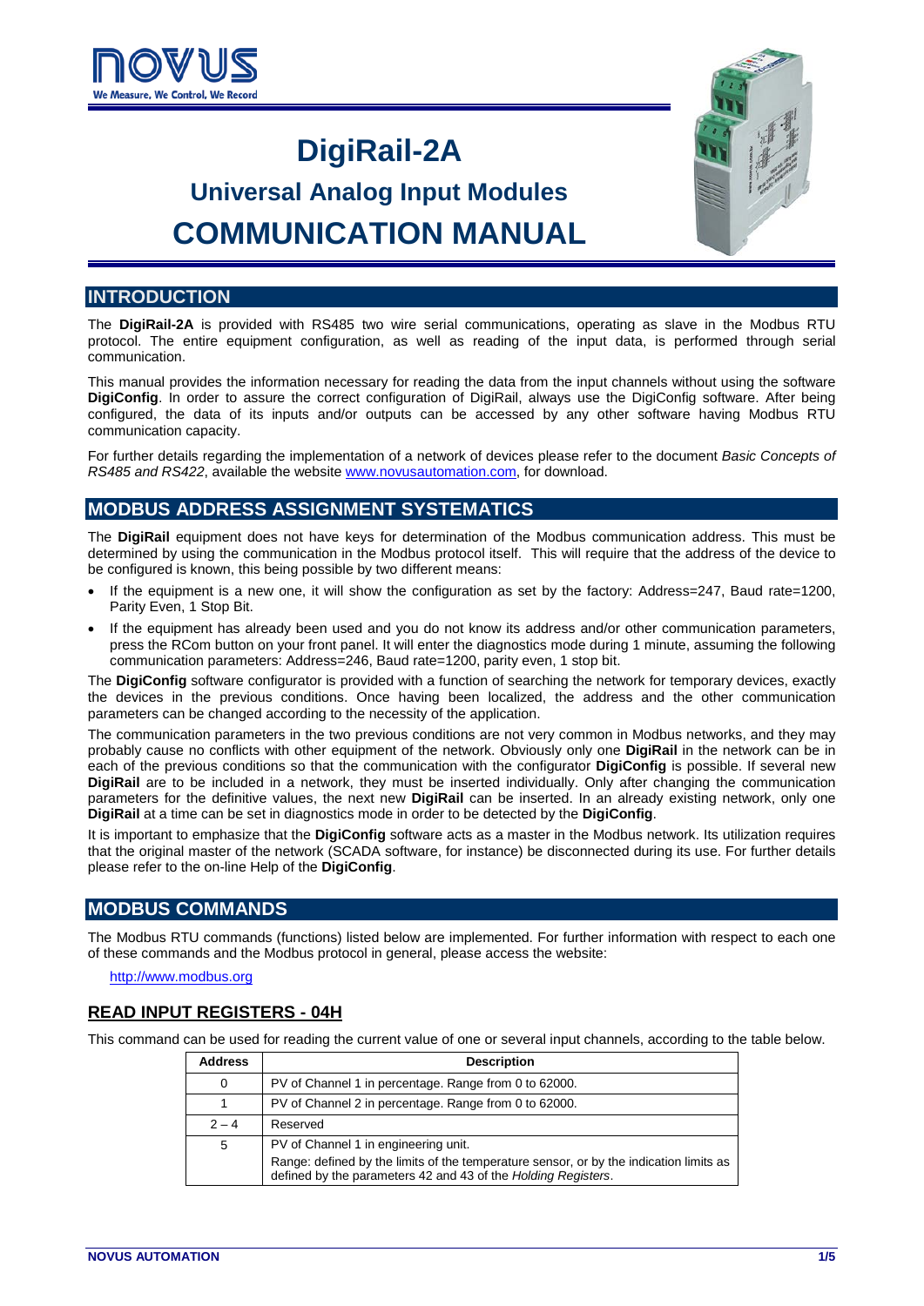# DigiRail-2A

## Universal Analog Input Modules

# COMMUNICATION MANUAL

## INTRODUCTION

The **DigiRail-2A** is provided with RS485 two wire serial communications, operating as slave in the Modbus RTU protocol. The entire equipment configuration, as well as reading of the input data, is performed through serial communication.

This manual provides the information necessary for reading the data from the input channels without using the software **DigiConfig**. In order to assure the correct configuration of DigiRail, always use the DigiConfig software. After being configured, the data of its inputs and/or outputs can be accessed by any other software having Modbus RTU communication capacity.

For further details regarding the implementation of a network of devices please refer to the document *Basic Concepts of RS485 and RS422*, available the website www.novusautomation.com, for download.

## MODBUS ADDRESS ASSIGNMENT SYSTEMATICS

The **DigiRail** equipment does not have keys for determination of the Modbus communication address. This must be determined by using the communication in the Modbus protocol itself. This will require that the address of the device to be configured is known, this being possible by two different means:

- If the equipment is a new one, it will show the configuration as set by the factory: Address=247, Baud rate=1200, Parity Even, 1 Stop Bit.
- If the equipment has already been used and you do not know its address and/or other communication parameters, press the RCom button on your front panel. It will enter the diagnostics mode during 1 minute, assuming the following communication parameters: Address=246, Baud rate=1200, parity even, 1 stop bit.

The **DigiConfig** software configurator is provided with a function of searching the network for temporary devices, exactly the devices in the previous conditions. Once having been localized, the address and the other communication parameters can be changed according to the necessity of the application.

The communication parameters in the two previous conditions are not very common in Modbus networks, and they may probably cause no conflicts with other equipment of the network. Obviously only one **DigiRail** in the network can be in each of the previous conditions so that the communication with the configurator **DigiConfig** is possible. If several new **DigiRail** are to be included in a network, they must be inserted individually. Only after changing the communication parameters for the definitive values, the next new **DigiRail** can be inserted. In an already existing network, only one **DigiRail** at a time can be set in diagnostics mode in order to be detected by the **DigiConfig**.

It is important to emphasize that the **DigiConfig** software acts as a master in the Modbus network. Its utilization requires that the original master of the network (SCADA software, for instance) be disconnected during its use. For further details please refer to the on-line Help of the **DigiConfig**.

## MODBUS COMMANDS

The Modbus RTU commands (functions) listed below are implemented. For further information with respect to each one of these commands and the Modbus protocol in general, please access the website:

http://www.modbus.org

### READ INPUT REGISTERS - 04H

This command can be used for reading the current value of one or several input channels, according to the table below.

| Address | Description |
|---|---|
| 0 | PV of Channel 1 in percentage. Range from 0 to 62000. |
| 1 | PV of Channel 2 in percentage. Range from 0 to 62000. |
| 2 – 4 | Reserved |
| 5 | PV of Channel 1 in engineering unit.<br>Range: defined by the limits of the temperature sensor, or by the indication limits as defined by the parameters 42 and 43 of the *Holding Registers*. |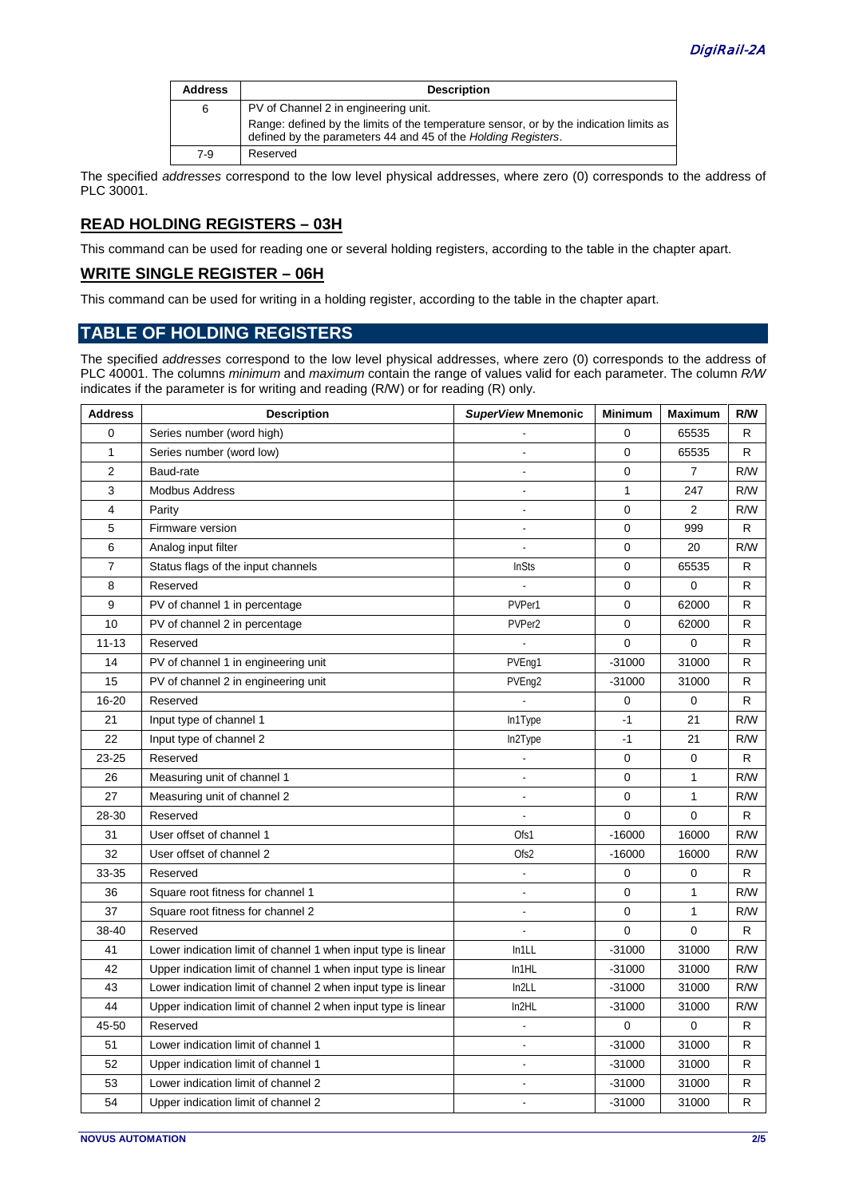| Address | Description |
|---|---|
| 6 | PV of Channel 2 in engineering unit.<br>Range: defined by the limits of the temperature sensor, or by the indication limits as defined by the parameters 44 and 45 of the *Holding Registers*. |
| 7-9 | Reserved |

The specified *addresses* correspond to the low level physical addresses, where zero (0) corresponds to the address of PLC 30001.

## READ HOLDING REGISTERS – 03H

This command can be used for reading one or several holding registers, according to the table in the chapter apart.

## WRITE SINGLE REGISTER – 06H

This command can be used for writing in a holding register, according to the table in the chapter apart.

# TABLE OF HOLDING REGISTERS

The specified *addresses* correspond to the low level physical addresses, where zero (0) corresponds to the address of PLC 40001. The columns *minimum* and *maximum* contain the range of values valid for each parameter. The column *R/W* indicates if the parameter is for writing and reading (R/W) or for reading (R) only.

| Address | Description | *SuperView* Mnemonic | Minimum | Maximum | R/W |
|---|---|---|---|---|---|
| 0 | Series number (word high) | - | 0 | 65535 | R |
| 1 | Series number (word low) | - | 0 | 65535 | R |
| 2 | Baud-rate | - | 0 | 7 | R/W |
| 3 | Modbus Address | - | 1 | 247 | R/W |
| 4 | Parity | - | 0 | 2 | R/W |
| 5 | Firmware version | - | 0 | 999 | R |
| 6 | Analog input filter | - | 0 | 20 | R/W |
| 7 | Status flags of the input channels | InSts | 0 | 65535 | R |
| 8 | Reserved | - | 0 | 0 | R |
| 9 | PV of channel 1 in percentage | PVPer1 | 0 | 62000 | R |
| 10 | PV of channel 2 in percentage | PVPer2 | 0 | 62000 | R |
| 11-13 | Reserved | - | 0 | 0 | R |
| 14 | PV of channel 1 in engineering unit | PVEng1 | -31000 | 31000 | R |
| 15 | PV of channel 2 in engineering unit | PVEng2 | -31000 | 31000 | R |
| 16-20 | Reserved | - | 0 | 0 | R |
| 21 | Input type of channel 1 | In1Type | -1 | 21 | R/W |
| 22 | Input type of channel 2 | In2Type | -1 | 21 | R/W |
| 23-25 | Reserved | - | 0 | 0 | R |
| 26 | Measuring unit of channel 1 | - | 0 | 1 | R/W |
| 27 | Measuring unit of channel 2 | - | 0 | 1 | R/W |
| 28-30 | Reserved | - | 0 | 0 | R |
| 31 | User offset of channel 1 | Ofs1 | -16000 | 16000 | R/W |
| 32 | User offset of channel 2 | Ofs2 | -16000 | 16000 | R/W |
| 33-35 | Reserved | - | 0 | 0 | R |
| 36 | Square root fitness for channel 1 | - | 0 | 1 | R/W |
| 37 | Square root fitness for channel 2 | - | 0 | 1 | R/W |
| 38-40 | Reserved | - | 0 | 0 | R |
| 41 | Lower indication limit of channel 1 when input type is linear | In1LL | -31000 | 31000 | R/W |
| 42 | Upper indication limit of channel 1 when input type is linear | In1HL | -31000 | 31000 | R/W |
| 43 | Lower indication limit of channel 2 when input type is linear | In2LL | -31000 | 31000 | R/W |
| 44 | Upper indication limit of channel 2 when input type is linear | In2HL | -31000 | 31000 | R/W |
| 45-50 | Reserved | - | 0 | 0 | R |
| 51 | Lower indication limit of channel 1 | - | -31000 | 31000 | R |
| 52 | Upper indication limit of channel 1 | - | -31000 | 31000 | R |
| 53 | Lower indication limit of channel 2 | - | -31000 | 31000 | R |
| 54 | Upper indication limit of channel 2 | - | -31000 | 31000 | R |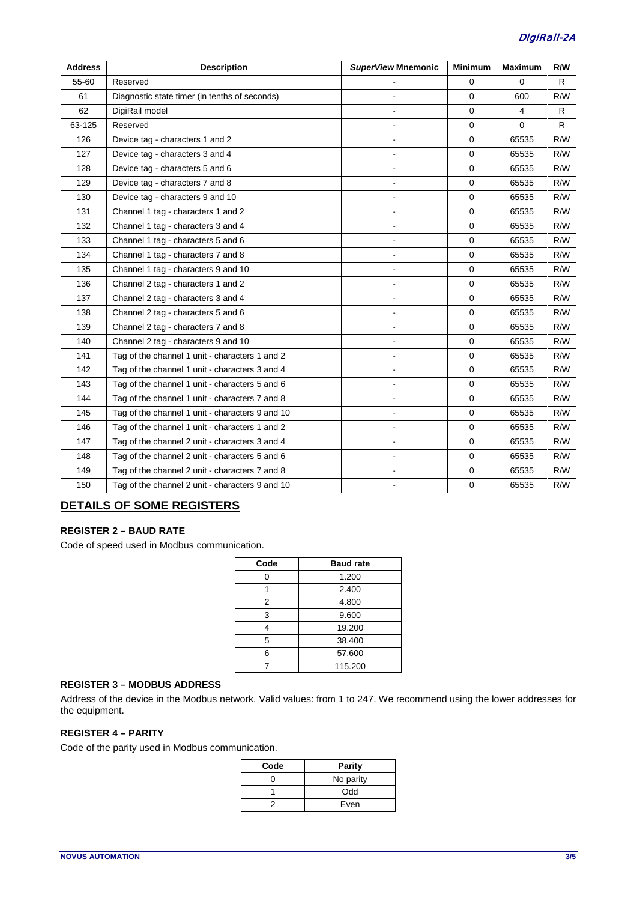| Address | Description | *SuperView* Mnemonic | Minimum | Maximum | R/W |
|---|---|---|---|---|---|
| 55-60 | Reserved | - | 0 | 0 | R |
| 61 | Diagnostic state timer (in tenths of seconds) | - | 0 | 600 | R/W |
| 62 | DigiRail model | - | 0 | 4 | R |
| 63-125 | Reserved | - | 0 | 0 | R |
| 126 | Device tag - characters 1 and 2 | - | 0 | 65535 | R/W |
| 127 | Device tag - characters 3 and 4 | - | 0 | 65535 | R/W |
| 128 | Device tag - characters 5 and 6 | - | 0 | 65535 | R/W |
| 129 | Device tag - characters 7 and 8 | - | 0 | 65535 | R/W |
| 130 | Device tag - characters 9 and 10 | - | 0 | 65535 | R/W |
| 131 | Channel 1 tag - characters 1 and 2 | - | 0 | 65535 | R/W |
| 132 | Channel 1 tag - characters 3 and 4 | - | 0 | 65535 | R/W |
| 133 | Channel 1 tag - characters 5 and 6 | - | 0 | 65535 | R/W |
| 134 | Channel 1 tag - characters 7 and 8 | - | 0 | 65535 | R/W |
| 135 | Channel 1 tag - characters 9 and 10 | - | 0 | 65535 | R/W |
| 136 | Channel 2 tag - characters 1 and 2 | - | 0 | 65535 | R/W |
| 137 | Channel 2 tag - characters 3 and 4 | - | 0 | 65535 | R/W |
| 138 | Channel 2 tag - characters 5 and 6 | - | 0 | 65535 | R/W |
| 139 | Channel 2 tag - characters 7 and 8 | - | 0 | 65535 | R/W |
| 140 | Channel 2 tag - characters 9 and 10 | - | 0 | 65535 | R/W |
| 141 | Tag of the channel 1 unit - characters 1 and 2 | - | 0 | 65535 | R/W |
| 142 | Tag of the channel 1 unit - characters 3 and 4 | - | 0 | 65535 | R/W |
| 143 | Tag of the channel 1 unit - characters 5 and 6 | - | 0 | 65535 | R/W |
| 144 | Tag of the channel 1 unit - characters 7 and 8 | - | 0 | 65535 | R/W |
| 145 | Tag of the channel 1 unit - characters 9 and 10 | - | 0 | 65535 | R/W |
| 146 | Tag of the channel 1 unit - characters 1 and 2 | - | 0 | 65535 | R/W |
| 147 | Tag of the channel 2 unit - characters 3 and 4 | - | 0 | 65535 | R/W |
| 148 | Tag of the channel 2 unit - characters 5 and 6 | - | 0 | 65535 | R/W |
| 149 | Tag of the channel 2 unit - characters 7 and 8 | - | 0 | 65535 | R/W |
| 150 | Tag of the channel 2 unit - characters 9 and 10 | - | 0 | 65535 | R/W |

## DETAILS OF SOME REGISTERS

### REGISTER 2 – BAUD RATE

Code of speed used in Modbus communication.

| Code | Baud rate |
|---|---|
| 0 | 1.200 |
| 1 | 2.400 |
| 2 | 4.800 |
| 3 | 9.600 |
| 4 | 19.200 |
| 5 | 38.400 |
| 6 | 57.600 |
| 7 | 115.200 |

### REGISTER 3 – MODBUS ADDRESS

Address of the device in the Modbus network. Valid values: from 1 to 247. We recommend using the lower addresses for the equipment.

### REGISTER 4 – PARITY

Code of the parity used in Modbus communication.

| Code | Parity |
|---|---|
| 0 | No parity |
| 1 | Odd |
| 2 | Even |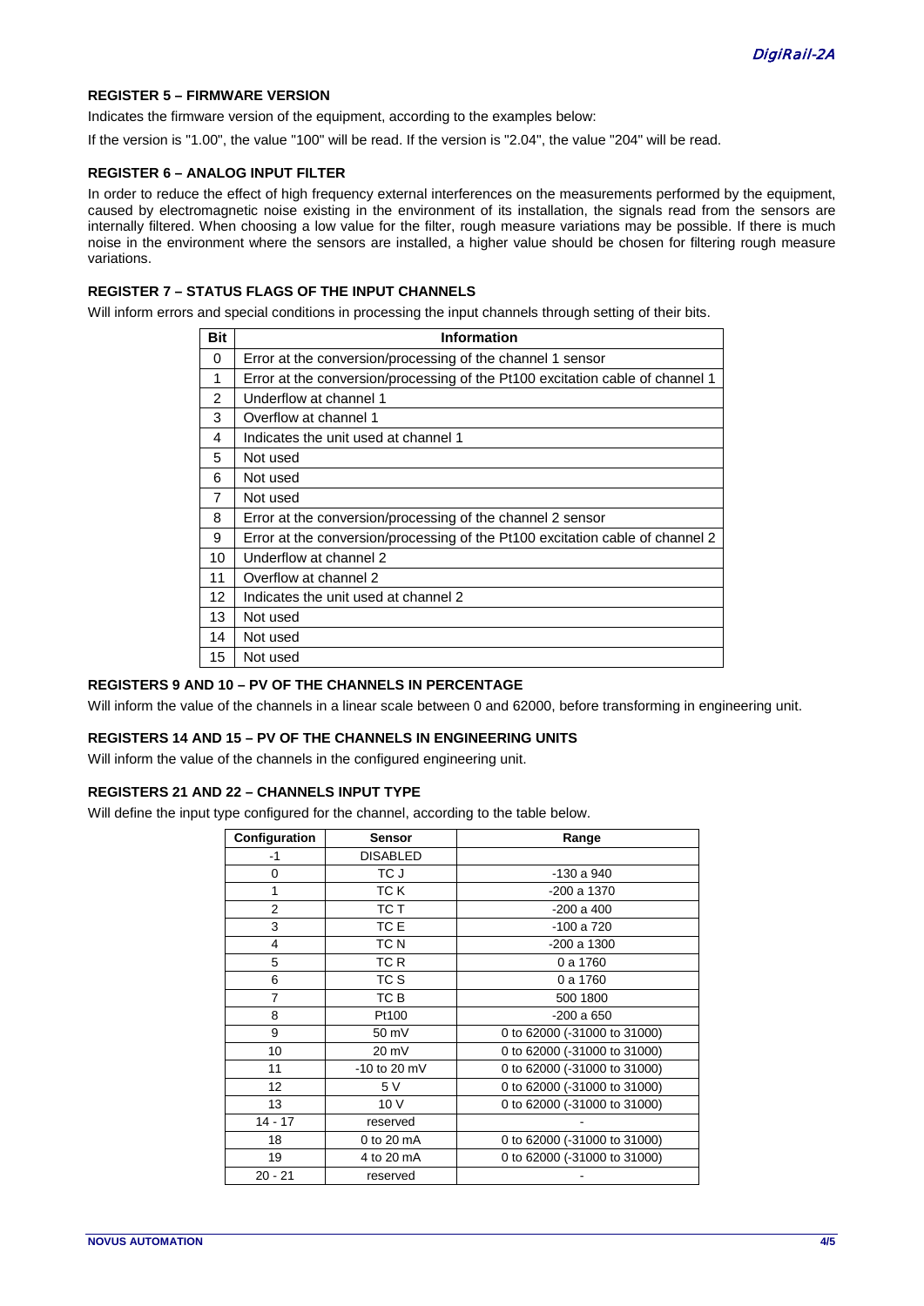### REGISTER 5 – FIRMWARE VERSION

Indicates the firmware version of the equipment, according to the examples below:

If the version is "1.00", the value "100" will be read. If the version is "2.04", the value "204" will be read.

### REGISTER 6 – ANALOG INPUT FILTER

In order to reduce the effect of high frequency external interferences on the measurements performed by the equipment, caused by electromagnetic noise existing in the environment of its installation, the signals read from the sensors are internally filtered. When choosing a low value for the filter, rough measure variations may be possible. If there is much noise in the environment where the sensors are installed, a higher value should be chosen for filtering rough measure variations.

### REGISTER 7 – STATUS FLAGS OF THE INPUT CHANNELS

Will inform errors and special conditions in processing the input channels through setting of their bits.

| Bit | Information |
|---|---|
| 0 | Error at the conversion/processing of the channel 1 sensor |
| 1 | Error at the conversion/processing of the Pt100 excitation cable of channel 1 |
| 2 | Underflow at channel 1 |
| 3 | Overflow at channel 1 |
| 4 | Indicates the unit used at channel 1 |
| 5 | Not used |
| 6 | Not used |
| 7 | Not used |
| 8 | Error at the conversion/processing of the channel 2 sensor |
| 9 | Error at the conversion/processing of the Pt100 excitation cable of channel 2 |
| 10 | Underflow at channel 2 |
| 11 | Overflow at channel 2 |
| 12 | Indicates the unit used at channel 2 |
| 13 | Not used |
| 14 | Not used |
| 15 | Not used |

### REGISTERS 9 AND 10 – PV OF THE CHANNELS IN PERCENTAGE

Will inform the value of the channels in a linear scale between 0 and 62000, before transforming in engineering unit.

### REGISTERS 14 AND 15 – PV OF THE CHANNELS IN ENGINEERING UNITS

Will inform the value of the channels in the configured engineering unit.

### REGISTERS 21 AND 22 – CHANNELS INPUT TYPE

Will define the input type configured for the channel, according to the table below.

| Configuration | Sensor | Range |
|---|---|---|
| -1 | DISABLED | |
| 0 | TC J | -130 a 940 |
| 1 | TC K | -200 a 1370 |
| 2 | TC T | -200 a 400 |
| 3 | TC E | -100 a 720 |
| 4 | TC N | -200 a 1300 |
| 5 | TC R | 0 a 1760 |
| 6 | TC S | 0 a 1760 |
| 7 | TC B | 500 1800 |
| 8 | Pt100 | -200 a 650 |
| 9 | 50 mV | 0 to 62000 (-31000 to 31000) |
| 10 | 20 mV | 0 to 62000 (-31000 to 31000) |
| 11 | -10 to 20 mV | 0 to 62000 (-31000 to 31000) |
| 12 | 5 V | 0 to 62000 (-31000 to 31000) |
| 13 | 10 V | 0 to 62000 (-31000 to 31000) |
| 14 - 17 | reserved | - |
| 18 | 0 to 20 mA | 0 to 62000 (-31000 to 31000) |
| 19 | 4 to 20 mA | 0 to 62000 (-31000 to 31000) |
| 20 - 21 | reserved | - |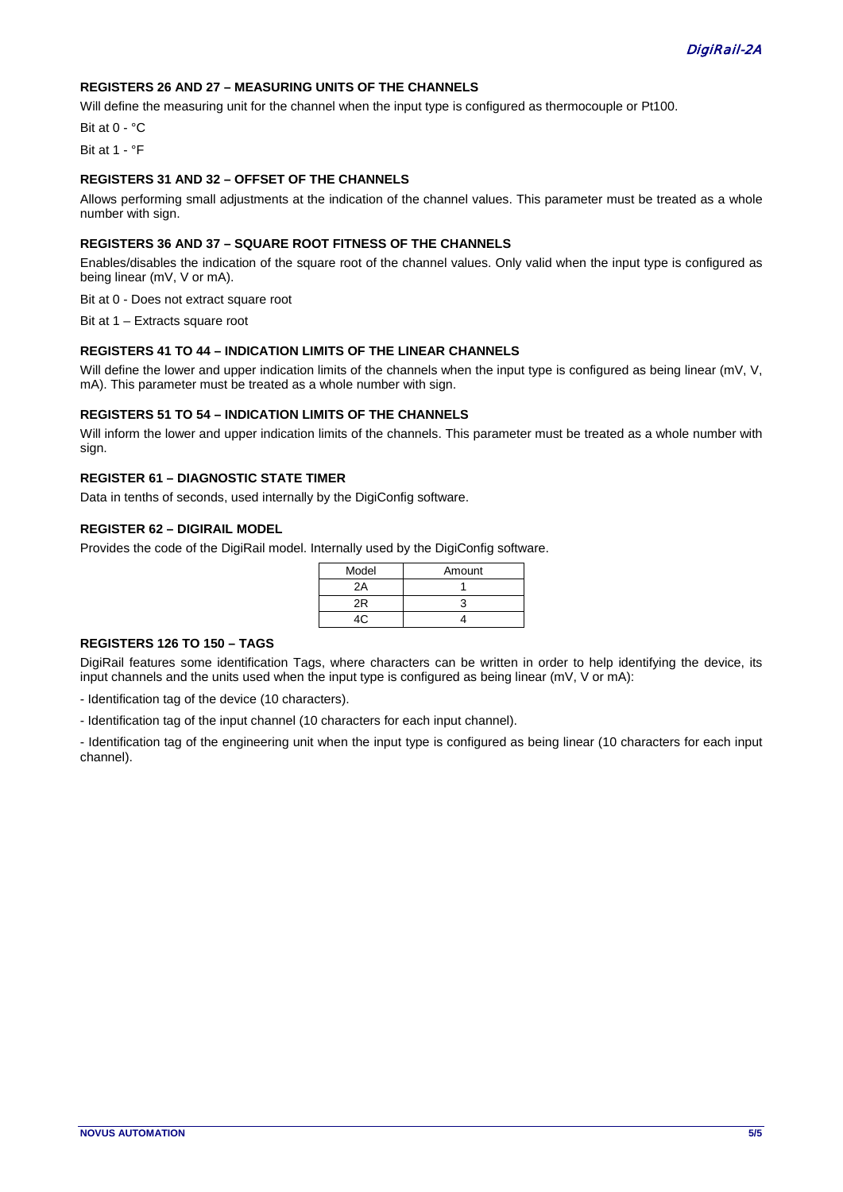### REGISTERS 26 AND 27 – MEASURING UNITS OF THE CHANNELS

Will define the measuring unit for the channel when the input type is configured as thermocouple or Pt100.

Bit at 0 - °C

Bit at 1 - °F

### REGISTERS 31 AND 32 – OFFSET OF THE CHANNELS

Allows performing small adjustments at the indication of the channel values. This parameter must be treated as a whole number with sign.

### REGISTERS 36 AND 37 – SQUARE ROOT FITNESS OF THE CHANNELS

Enables/disables the indication of the square root of the channel values. Only valid when the input type is configured as being linear (mV, V or mA).

Bit at 0 - Does not extract square root

Bit at 1 – Extracts square root

### REGISTERS 41 TO 44 – INDICATION LIMITS OF THE LINEAR CHANNELS

Will define the lower and upper indication limits of the channels when the input type is configured as being linear (mV, V, mA). This parameter must be treated as a whole number with sign.

### REGISTERS 51 TO 54 – INDICATION LIMITS OF THE CHANNELS

Will inform the lower and upper indication limits of the channels. This parameter must be treated as a whole number with sign.

### REGISTER 61 – DIAGNOSTIC STATE TIMER

Data in tenths of seconds, used internally by the DigiConfig software.

### REGISTER 62 – DIGIRAIL MODEL

Provides the code of the DigiRail model. Internally used by the DigiConfig software.

| Model | Amount |
|---|---|
| 2A | 1 |
| 2R | 3 |
| 4C | 4 |

### REGISTERS 126 TO 150 – TAGS

DigiRail features some identification Tags, where characters can be written in order to help identifying the device, its input channels and the units used when the input type is configured as being linear (mV, V or mA):

- Identification tag of the device (10 characters).

- Identification tag of the input channel (10 characters for each input channel).

- Identification tag of the engineering unit when the input type is configured as being linear (10 characters for each input channel).